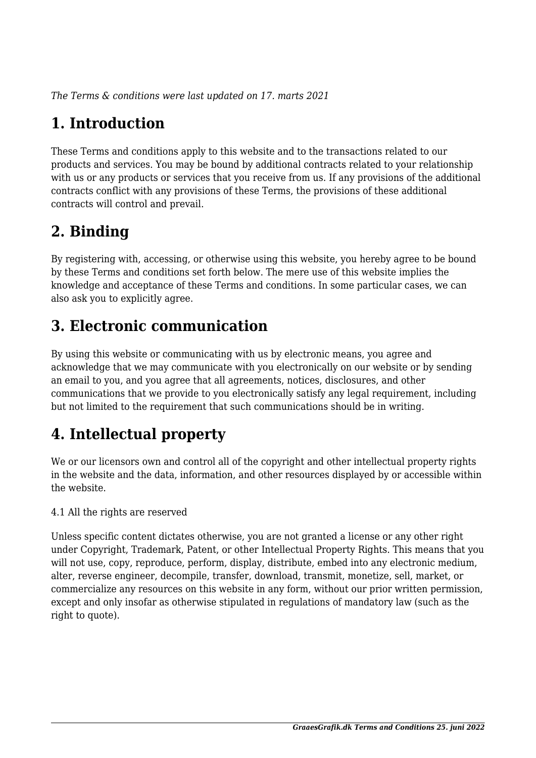*The Terms & conditions were last updated on 17. marts 2021*

# 1. Introduction

These Terms and conditions apply to this website and to the transactions related to our products and services. You may be bound by additional contracts related to your relationship with us or any products or services that you receive from us. If any provisions of the additional contracts conflict with any provisions of these Terms, the provisions of these additional contracts will control and prevail.

# 2. Binding

By registering with, accessing, or otherwise using this website, you hereby agree to be bound by these Terms and conditions set forth below. The mere use of this website implies the knowledge and acceptance of these Terms and conditions. In some particular cases, we can also ask you to explicitly agree.

# 3. Electronic communication

By using this website or communicating with us by electronic means, you agree and acknowledge that we may communicate with you electronically on our website or by sending an email to you, and you agree that all agreements, notices, disclosures, and other communications that we provide to you electronically satisfy any legal requirement, including but not limited to the requirement that such communications should be in writing.

# 4. Intellectual property

We or our licensors own and control all of the copyright and other intellectual property rights in the website and the data, information, and other resources displayed by or accessible within the website.

4.1 All the rights are reserved

Unless specific content dictates otherwise, you are not granted a license or any other right under Copyright, Trademark, Patent, or other Intellectual Property Rights. This means that you will not use, copy, reproduce, perform, display, distribute, embed into any electronic medium, alter, reverse engineer, decompile, transfer, download, transmit, monetize, sell, market, or commercialize any resources on this website in any form, without our prior written permission, except and only insofar as otherwise stipulated in regulations of mandatory law (such as the right to quote).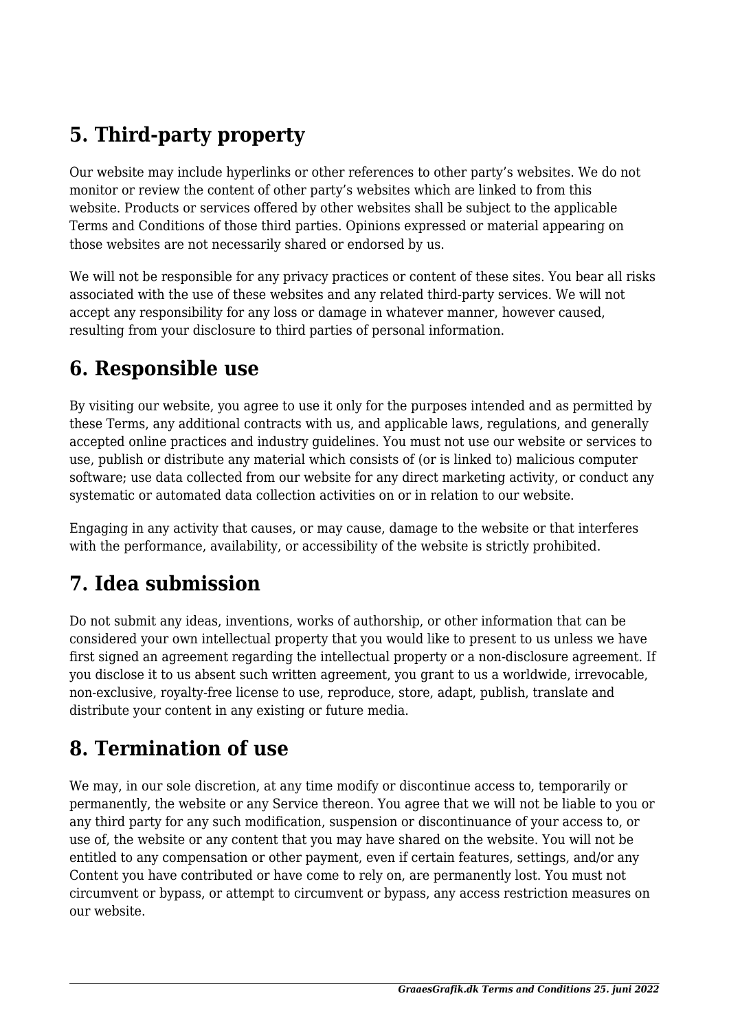## 5. Third-party property

Our website may include hyperlinks or other references to other party's websites. We do not monitor or review the content of other party's websites which are linked to from this website. Products or services offered by other websites shall be subject to the applicable Terms and Conditions of those third parties. Opinions expressed or material appearing on those websites are not necessarily shared or endorsed by us.

We will not be responsible for any privacy practices or content of these sites. You bear all risks associated with the use of these websites and any related third-party services. We will not accept any responsibility for any loss or damage in whatever manner, however caused, resulting from your disclosure to third parties of personal information.

## 6. Responsible use

By visiting our website, you agree to use it only for the purposes intended and as permitted by these Terms, any additional contracts with us, and applicable laws, regulations, and generally accepted online practices and industry guidelines. You must not use our website or services to use, publish or distribute any material which consists of (or is linked to) malicious computer software; use data collected from our website for any direct marketing activity, or conduct any systematic or automated data collection activities on or in relation to our website.

Engaging in any activity that causes, or may cause, damage to the website or that interferes with the performance, availability, or accessibility of the website is strictly prohibited.

## 7. Idea submission

Do not submit any ideas, inventions, works of authorship, or other information that can be considered your own intellectual property that you would like to present to us unless we have first signed an agreement regarding the intellectual property or a non-disclosure agreement. If you disclose it to us absent such written agreement, you grant to us a worldwide, irrevocable, non-exclusive, royalty-free license to use, reproduce, store, adapt, publish, translate and distribute your content in any existing or future media.

## 8. Termination of use

We may, in our sole discretion, at any time modify or discontinue access to, temporarily or permanently, the website or any Service thereon. You agree that we will not be liable to you or any third party for any such modification, suspension or discontinuance of your access to, or use of, the website or any content that you may have shared on the website. You will not be entitled to any compensation or other payment, even if certain features, settings, and/or any Content you have contributed or have come to rely on, are permanently lost. You must not circumvent or bypass, or attempt to circumvent or bypass, any access restriction measures on our website.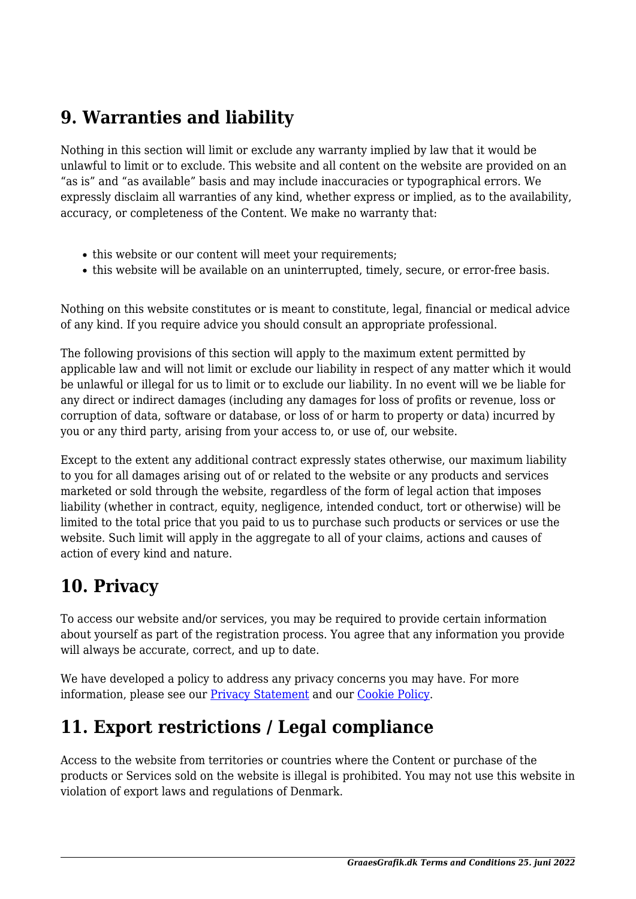## 9. Warranties and liability

Nothing in this section will limit or exclude any warranty implied by law that it would be unlawful to limit or to exclude. This website and all content on the website are provided on an “as is” and “as available” basis and may include inaccuracies or typographical errors. We expressly disclaim all warranties of any kind, whether express or implied, as to the availability, accuracy, or completeness of the Content. We make no warranty that:

- this website or our content will meet your requirements;
- this website will be available on an uninterrupted, timely, secure, or error-free basis.

Nothing on this website constitutes or is meant to constitute, legal, financial or medical advice of any kind. If you require advice you should consult an appropriate professional.

The following provisions of this section will apply to the maximum extent permitted by applicable law and will not limit or exclude our liability in respect of any matter which it would be unlawful or illegal for us to limit or to exclude our liability. In no event will we be liable for any direct or indirect damages (including any damages for loss of profits or revenue, loss or corruption of data, software or database, or loss of or harm to property or data) incurred by you or any third party, arising from your access to, or use of, our website.

Except to the extent any additional contract expressly states otherwise, our maximum liability to you for all damages arising out of or related to the website or any products and services marketed or sold through the website, regardless of the form of legal action that imposes liability (whether in contract, equity, negligence, intended conduct, tort or otherwise) will be limited to the total price that you paid to us to purchase such products or services or use the website. Such limit will apply in the aggregate to all of your claims, actions and causes of action of every kind and nature.

## 10. Privacy

To access our website and/or services, you may be required to provide certain information about yourself as part of the registration process. You agree that any information you provide will always be accurate, correct, and up to date.

We have developed a policy to address any privacy concerns you may have. For more information, please see our [Privacy Statement]() and our [Cookie Policy]().

## 11. Export restrictions / Legal compliance

Access to the website from territories or countries where the Content or purchase of the products or Services sold on the website is illegal is prohibited. You may not use this website in violation of export laws and regulations of Denmark.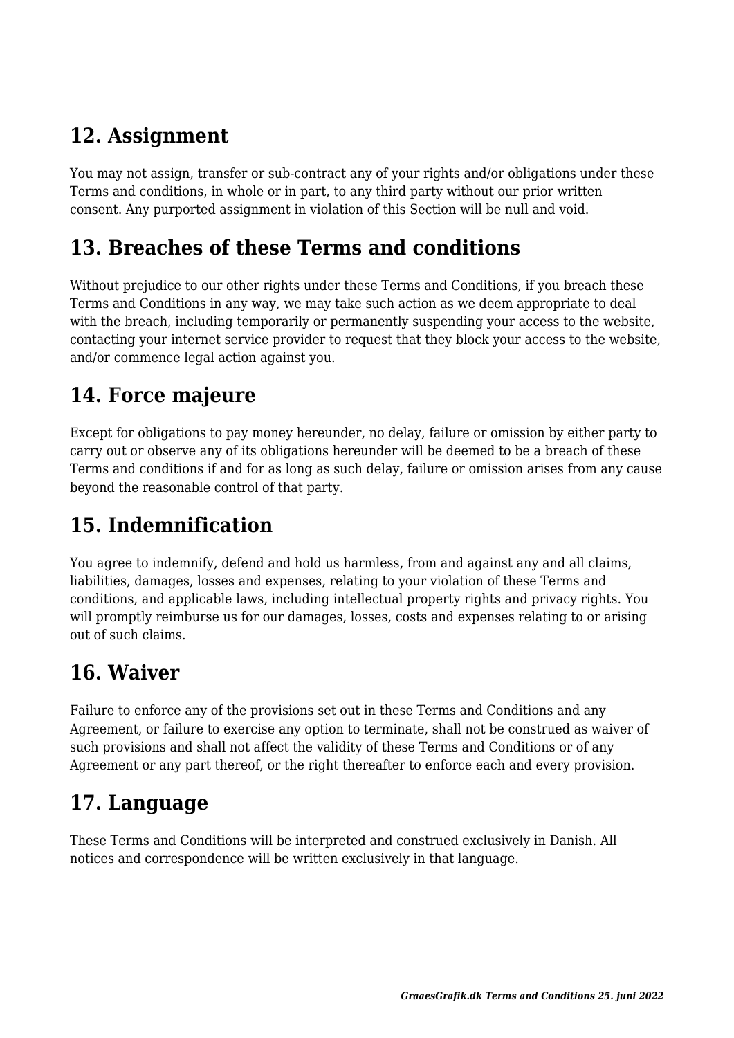## 12. Assignment

You may not assign, transfer or sub-contract any of your rights and/or obligations under these Terms and conditions, in whole or in part, to any third party without our prior written consent. Any purported assignment in violation of this Section will be null and void.

## 13. Breaches of these Terms and conditions

Without prejudice to our other rights under these Terms and Conditions, if you breach these Terms and Conditions in any way, we may take such action as we deem appropriate to deal with the breach, including temporarily or permanently suspending your access to the website, contacting your internet service provider to request that they block your access to the website, and/or commence legal action against you.

## 14. Force majeure

Except for obligations to pay money hereunder, no delay, failure or omission by either party to carry out or observe any of its obligations hereunder will be deemed to be a breach of these Terms and conditions if and for as long as such delay, failure or omission arises from any cause beyond the reasonable control of that party.

## 15. Indemnification

You agree to indemnify, defend and hold us harmless, from and against any and all claims, liabilities, damages, losses and expenses, relating to your violation of these Terms and conditions, and applicable laws, including intellectual property rights and privacy rights. You will promptly reimburse us for our damages, losses, costs and expenses relating to or arising out of such claims.

## 16. Waiver

Failure to enforce any of the provisions set out in these Terms and Conditions and any Agreement, or failure to exercise any option to terminate, shall not be construed as waiver of such provisions and shall not affect the validity of these Terms and Conditions or of any Agreement or any part thereof, or the right thereafter to enforce each and every provision.

## 17. Language

These Terms and Conditions will be interpreted and construed exclusively in Danish. All notices and correspondence will be written exclusively in that language.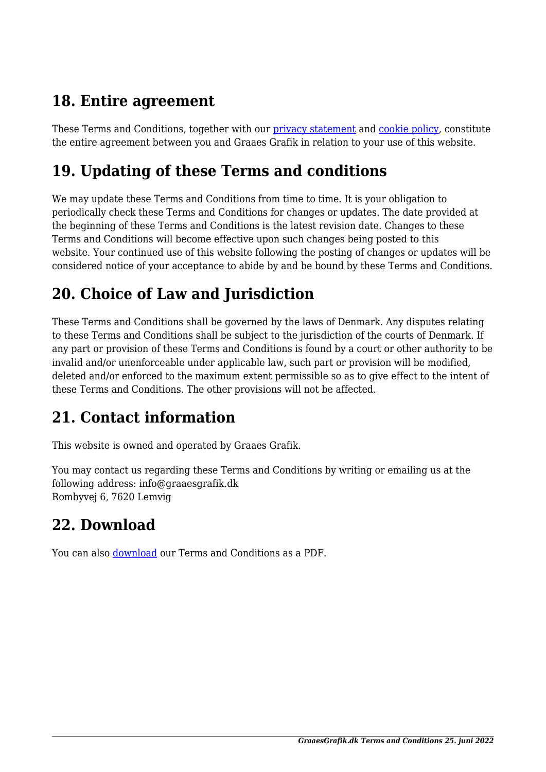## 18. Entire agreement

These Terms and Conditions, together with our privacy statement and cookie policy, constitute the entire agreement between you and Graaes Grafik in relation to your use of this website.

## 19. Updating of these Terms and conditions

We may update these Terms and Conditions from time to time. It is your obligation to periodically check these Terms and Conditions for changes or updates. The date provided at the beginning of these Terms and Conditions is the latest revision date. Changes to these Terms and Conditions will become effective upon such changes being posted to this website. Your continued use of this website following the posting of changes or updates will be considered notice of your acceptance to abide by and be bound by these Terms and Conditions.

## 20. Choice of Law and Jurisdiction

These Terms and Conditions shall be governed by the laws of Denmark. Any disputes relating to these Terms and Conditions shall be subject to the jurisdiction of the courts of Denmark. If any part or provision of these Terms and Conditions is found by a court or other authority to be invalid and/or unenforceable under applicable law, such part or provision will be modified, deleted and/or enforced to the maximum extent permissible so as to give effect to the intent of these Terms and Conditions. The other provisions will not be affected.

## 21. Contact information

This website is owned and operated by Graaes Grafik.

You may contact us regarding these Terms and Conditions by writing or emailing us at the following address: info@graaesgrafik.dk
Rombyvej 6, 7620 Lemvig

## 22. Download

You can also download our Terms and Conditions as a PDF.